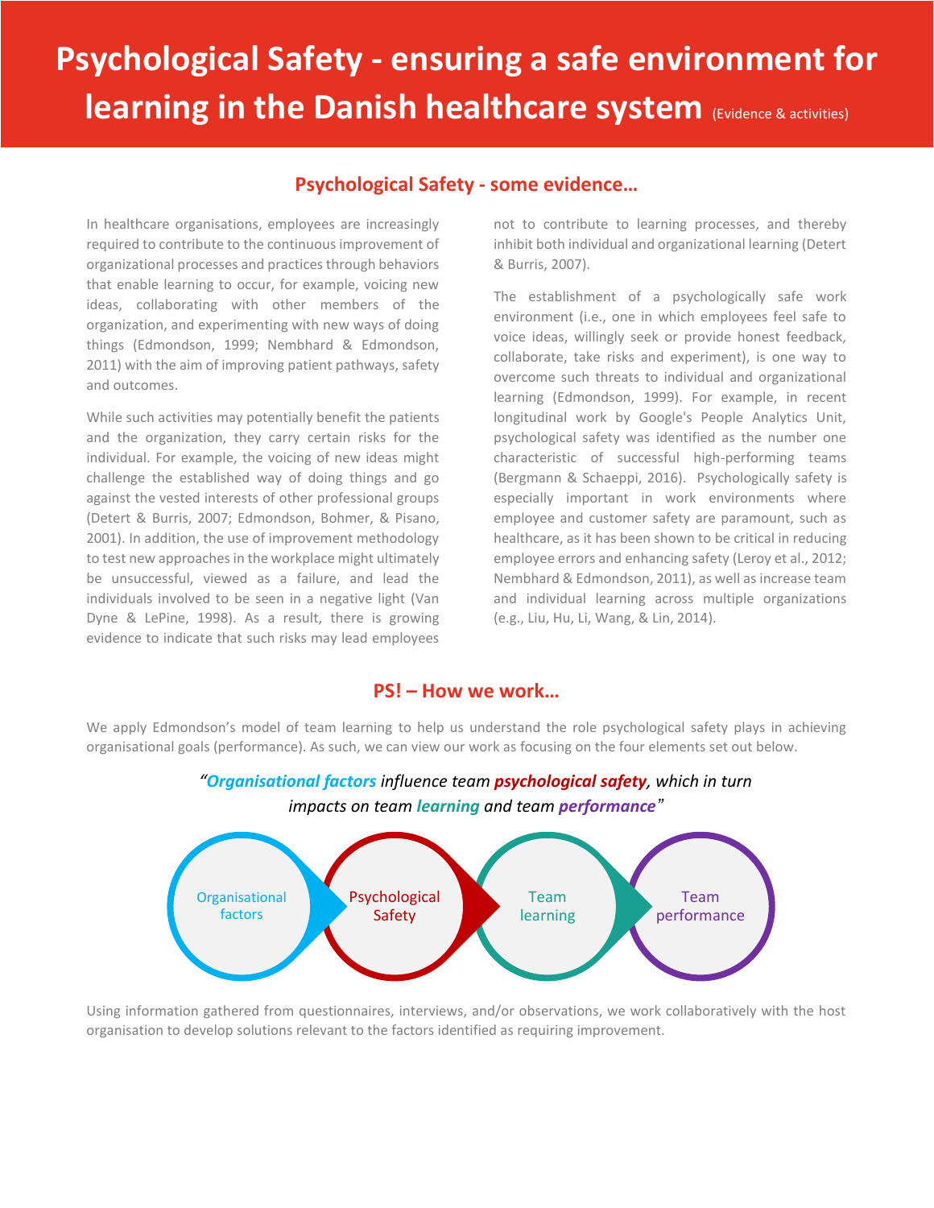# Psychological Safety - ensuring a safe environment for learning in the Danish healthcare system (Evidence & activities)

## Psychological Safety - some evidence…

In healthcare organisations, employees are increasingly required to contribute to the continuous improvement of organizational processes and practices through behaviors that enable learning to occur, for example, voicing new ideas, collaborating with other members of the organization, and experimenting with new ways of doing things (Edmondson, 1999; Nembhard & Edmondson, 2011) with the aim of improving patient pathways, safety and outcomes.

While such activities may potentially benefit the patients and the organization, they carry certain risks for the individual. For example, the voicing of new ideas might challenge the established way of doing things and go against the vested interests of other professional groups (Detert & Burris, 2007; Edmondson, Bohmer, & Pisano, 2001). In addition, the use of improvement methodology to test new approaches in the workplace might ultimately be unsuccessful, viewed as a failure, and lead the individuals involved to be seen in a negative light (Van Dyne & LePine, 1998). As a result, there is growing evidence to indicate that such risks may lead employees not to contribute to learning processes, and thereby inhibit both individual and organizational learning (Detert & Burris, 2007).

The establishment of a psychologically safe work environment (i.e., one in which employees feel safe to voice ideas, willingly seek or provide honest feedback, collaborate, take risks and experiment), is one way to overcome such threats to individual and organizational learning (Edmondson, 1999). For example, in recent longitudinal work by Google's People Analytics Unit, psychological safety was identified as the number one characteristic of successful high-performing teams (Bergmann & Schaeppi, 2016). Psychologically safety is especially important in work environments where employee and customer safety are paramount, such as healthcare, as it has been shown to be critical in reducing employee errors and enhancing safety (Leroy et al., 2012; Nembhard & Edmondson, 2011), as well as increase team and individual learning across multiple organizations (e.g., Liu, Hu, Li, Wang, & Lin, 2014).

## PS! – How we work…

We apply Edmondson's model of team learning to help us understand the role psychological safety plays in achieving organisational goals (performance). As such, we can view our work as focusing on the four elements set out below.

*"**Organisational factors** influence team **psychological safety**, which in turn impacts on team **learning** and team **performance**"*

Organisational factors → Psychological Safety → Team learning → Team performance

Using information gathered from questionnaires, interviews, and/or observations, we work collaboratively with the host organisation to develop solutions relevant to the factors identified as requiring improvement.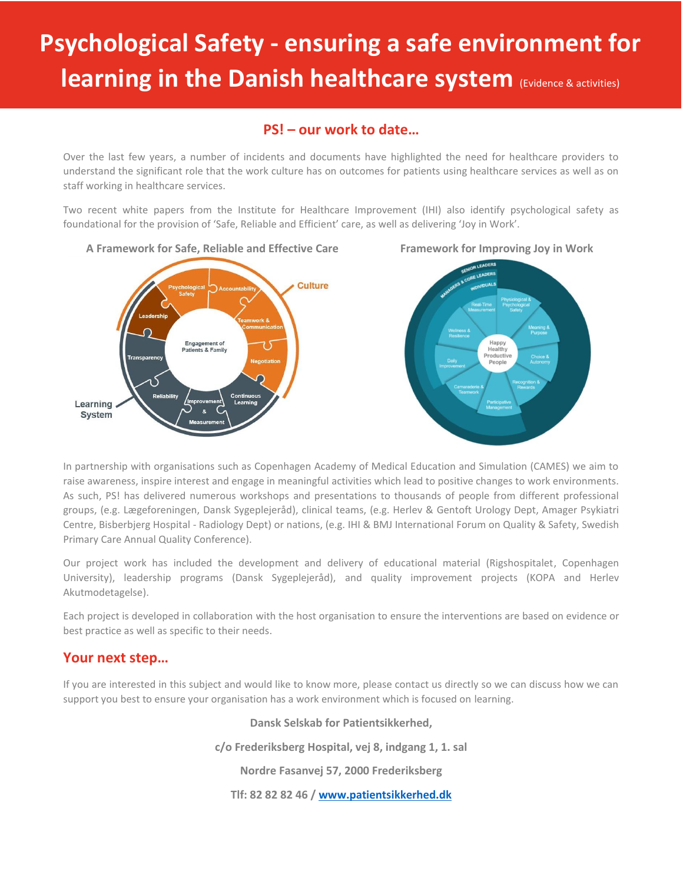# Psychological Safety - ensuring a safe environment for learning in the Danish healthcare system (Evidence & activities)

## PS! – our work to date…

Over the last few years, a number of incidents and documents have highlighted the need for healthcare providers to understand the significant role that the work culture has on outcomes for patients using healthcare services as well as on staff working in healthcare services.

Two recent white papers from the Institute for Healthcare Improvement (IHI) also identify psychological safety as foundational for the provision of 'Safe, Reliable and Efficient' care, as well as delivering 'Joy in Work'.

**A Framework for Safe, Reliable and Effective Care**

Culture
Psychological Safety
Accountability
Teamwork & Communication
Negotiation
Leadership
Engagement of Patients & Family
Transparency
Reliability
Improvement & Measurement
Continuous Learning
Learning System

**Framework for Improving Joy in Work**

Senior Leaders
Managers & Core Leaders
Individuals
Physiological & Psychological Safety
Meaning & Purpose
Choice & Autonomy
Recognition & Rewards
Participative Management
Camaraderie & Teamwork
Daily Improvement
Wellness & Resilience
Real-Time Measurement
Happy Healthy Productive People

In partnership with organisations such as Copenhagen Academy of Medical Education and Simulation (CAMES) we aim to raise awareness, inspire interest and engage in meaningful activities which lead to positive changes to work environments. As such, PS! has delivered numerous workshops and presentations to thousands of people from different professional groups, (e.g. Lægeforeningen, Dansk Sygeplejeråd), clinical teams, (e.g. Herlev & Gentoft Urology Dept, Amager Psykiatri Centre, Bisberbjerg Hospital - Radiology Dept) or nations, (e.g. IHI & BMJ International Forum on Quality & Safety, Swedish Primary Care Annual Quality Conference).

Our project work has included the development and delivery of educational material (Rigshospitalet, Copenhagen University), leadership programs (Dansk Sygeplejeråd), and quality improvement projects (KOPA and Herlev Akutmodetagelse).

Each project is developed in collaboration with the host organisation to ensure the interventions are based on evidence or best practice as well as specific to their needs.

## Your next step…

If you are interested in this subject and would like to know more, please contact us directly so we can discuss how we can support you best to ensure your organisation has a work environment which is focused on learning.

**Dansk Selskab for Patientsikkerhed,**

**c/o Frederiksberg Hospital, vej 8, indgang 1, 1. sal**

**Nordre Fasanvej 57, 2000 Frederiksberg**

**Tlf: 82 82 82 46 / [www.patientsikkerhed.dk](http://www.patientsikkerhed.dk)**